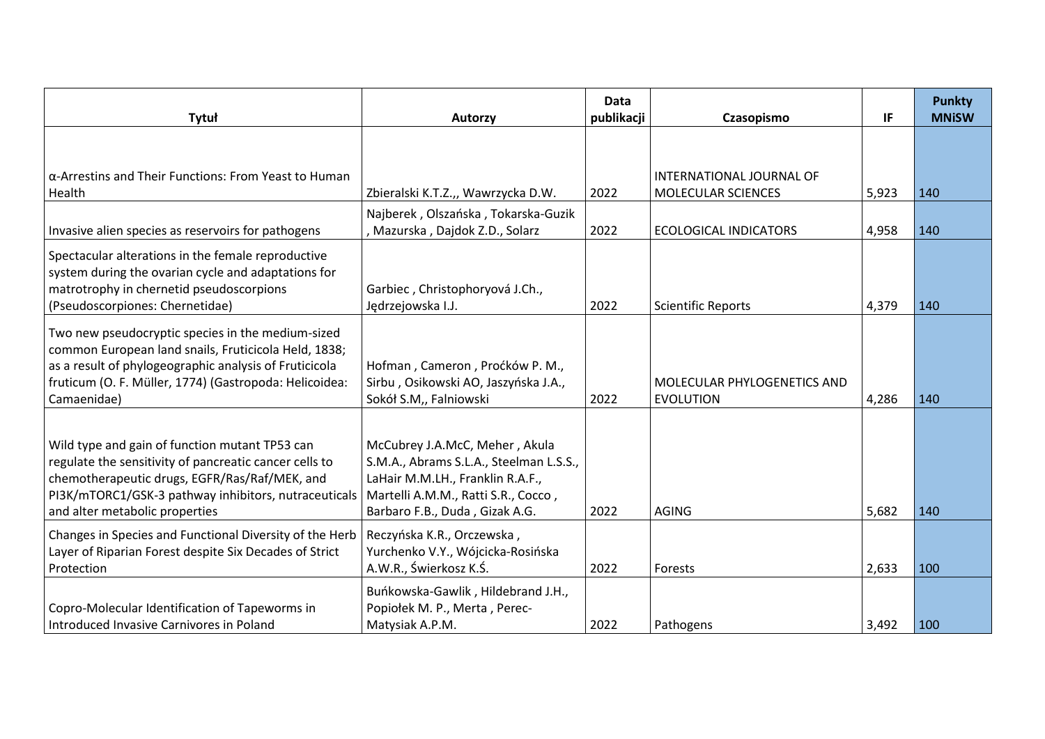| Tytuł | Autorzy | Data publikacji | Czasopismo | IF | Punkty MNiSW |
| --- | --- | --- | --- | --- | --- |
| α-Arrestins and Their Functions: From Yeast to Human Health | Zbieralski K.T.Z.,, Wawrzycka D.W. | 2022 | INTERNATIONAL JOURNAL OF MOLECULAR SCIENCES | 5,923 | 140 |
| Invasive alien species as reservoirs for pathogens | Najberek , Olszańska , Tokarska-Guzik , Mazurska , Dajdok Z.D., Solarz | 2022 | ECOLOGICAL INDICATORS | 4,958 | 140 |
| Spectacular alterations in the female reproductive system during the ovarian cycle and adaptations for matrotrophy in chernetid pseudoscorpions (Pseudoscorpiones: Chernetidae) | Garbiec , Christophoryová J.Ch., Jędrzejowska I.J. | 2022 | Scientific Reports | 4,379 | 140 |
| Two new pseudocryptic species in the medium-sized common European land snails, Fruticicola Held, 1838; as a result of phylogeographic analysis of Fruticicola fruticum (O. F. Müller, 1774) (Gastropoda: Helicoidea: Camaenidae) | Hofman , Cameron , Proćków P. M., Sirbu , Osikowski AO, Jaszyńska J.A., Sokół S.M,, Falniowski | 2022 | MOLECULAR PHYLOGENETICS AND EVOLUTION | 4,286 | 140 |
| Wild type and gain of function mutant TP53 can regulate the sensitivity of pancreatic cancer cells to chemotherapeutic drugs, EGFR/Ras/Raf/MEK, and PI3K/mTORC1/GSK-3 pathway inhibitors, nutraceuticals and alter metabolic properties | McCubrey J.A.McC, Meher , Akula S.M.A., Abrams S.L.A., Steelman L.S.S., LaHair M.M.LH., Franklin R.A.F., Martelli A.M.M., Ratti S.R., Cocco , Barbaro F.B., Duda , Gizak A.G. | 2022 | AGING | 5,682 | 140 |
| Changes in Species and Functional Diversity of the Herb Layer of Riparian Forest despite Six Decades of Strict Protection | Reczyńska K.R., Orczewska , Yurchenko V.Y., Wójcicka-Rosińska A.W.R., Świerkosz K.Ś. | 2022 | Forests | 2,633 | 100 |
| Copro-Molecular Identification of Tapeworms in Introduced Invasive Carnivores in Poland | Buńkowska-Gawlik , Hildebrand J.H., Popiołek M. P., Merta , Perec-Matysiak A.P.M. | 2022 | Pathogens | 3,492 | 100 |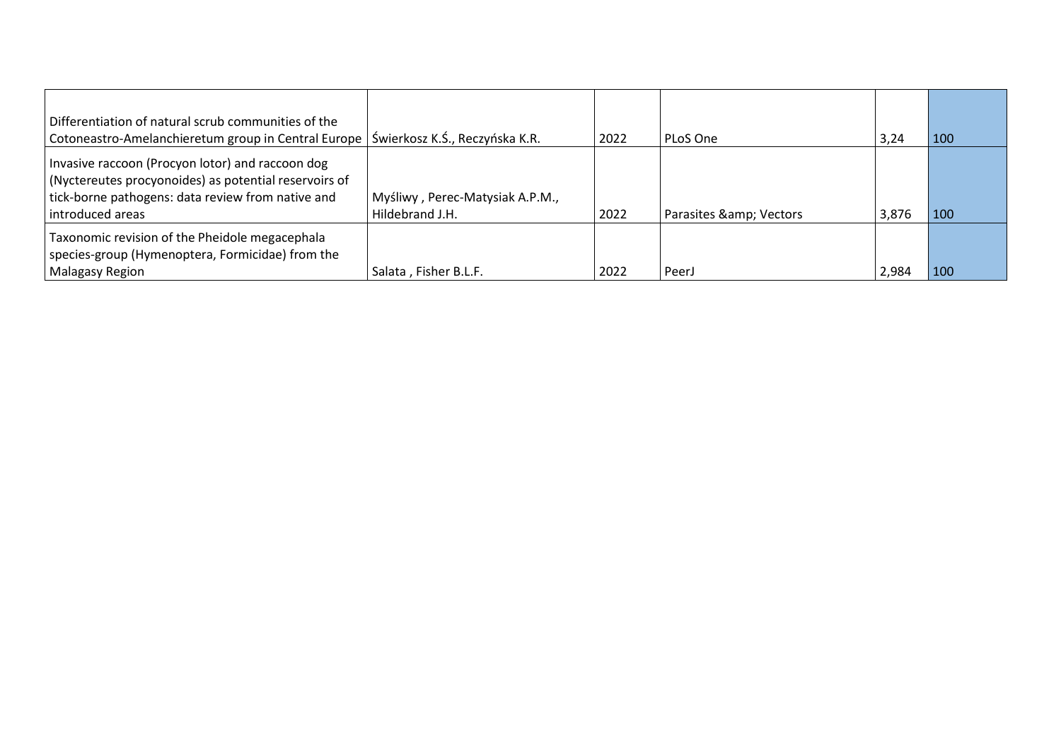| | | | | | |
|---|---|---|---|---|---|
| Differentiation of natural scrub communities of the Cotoneastro-Amelanchieretum group in Central Europe | Świerkosz K.Ś., Reczyńska K.R. | 2022 | PLoS One | 3,24 | 100 |
| Invasive raccoon (Procyon lotor) and raccoon dog (Nyctereutes procyonoides) as potential reservoirs of tick-borne pathogens: data review from native and introduced areas | Myśliwy , Perec-Matysiak A.P.M., Hildebrand J.H. | 2022 | Parasites &amp; Vectors | 3,876 | 100 |
| Taxonomic revision of the Pheidole megacephala species-group (Hymenoptera, Formicidae) from the Malagasy Region | Salata , Fisher B.L.F. | 2022 | PeerJ | 2,984 | 100 |